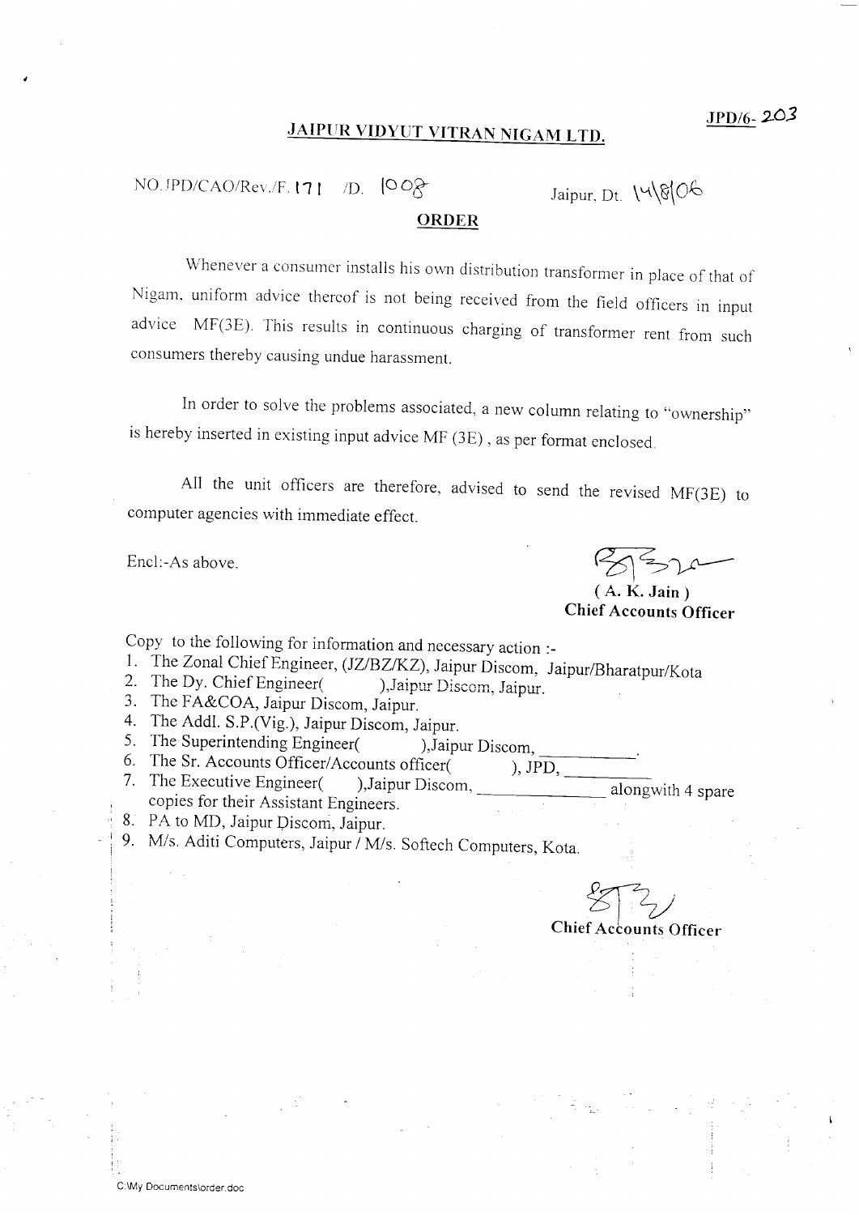JPD/6- 203

## JAIPUR VIDYUT VITRAN NIGAM LTD.

NO.JPD/CAO/Rev./F. 171 /D. 1008 Jaipur, Dt. 14/8/06

### ORDER

Whenever a consumer installs his own distribution transformer in place of that of Nigam, uniform advice thereof is not being received from the field officers in input advice MF(3E). This results in continuous charging of transformer rent from such consumers thereby causing undue harassment.

In order to solve the problems associated, a new column relating to "ownership" is hereby inserted in existing input advice MF (3E), as per format enclosed.

All the unit officers are therefore, advised to send the revised MF(3E) to computer agencies with immediate effect.

Encl:-As above.

**( A. K. Jain )**
**Chief Accounts Officer**

Copy to the following for information and necessary action :-

1. The Zonal Chief Engineer, (JZ/BZ/KZ), Jaipur Discom, Jaipur/Bharatpur/Kota
2. The Dy. Chief Engineer( ),Jaipur Discom, Jaipur.
3. The FA&COA, Jaipur Discom, Jaipur.
4. The Addl. S.P.(Vig.), Jaipur Discom, Jaipur.
5. The Superintending Engineer( ),Jaipur Discom, ___________.
6. The Sr. Accounts Officer/Accounts officer( ), JPD, ___________
7. The Executive Engineer( ),Jaipur Discom, _______________ alongwith 4 spare copies for their Assistant Engineers.
8. PA to MD, Jaipur Discom, Jaipur.
9. M/s. Aditi Computers, Jaipur / M/s. Softech Computers, Kota.

**Chief Accounts Officer**

C:\My Documents\order.doc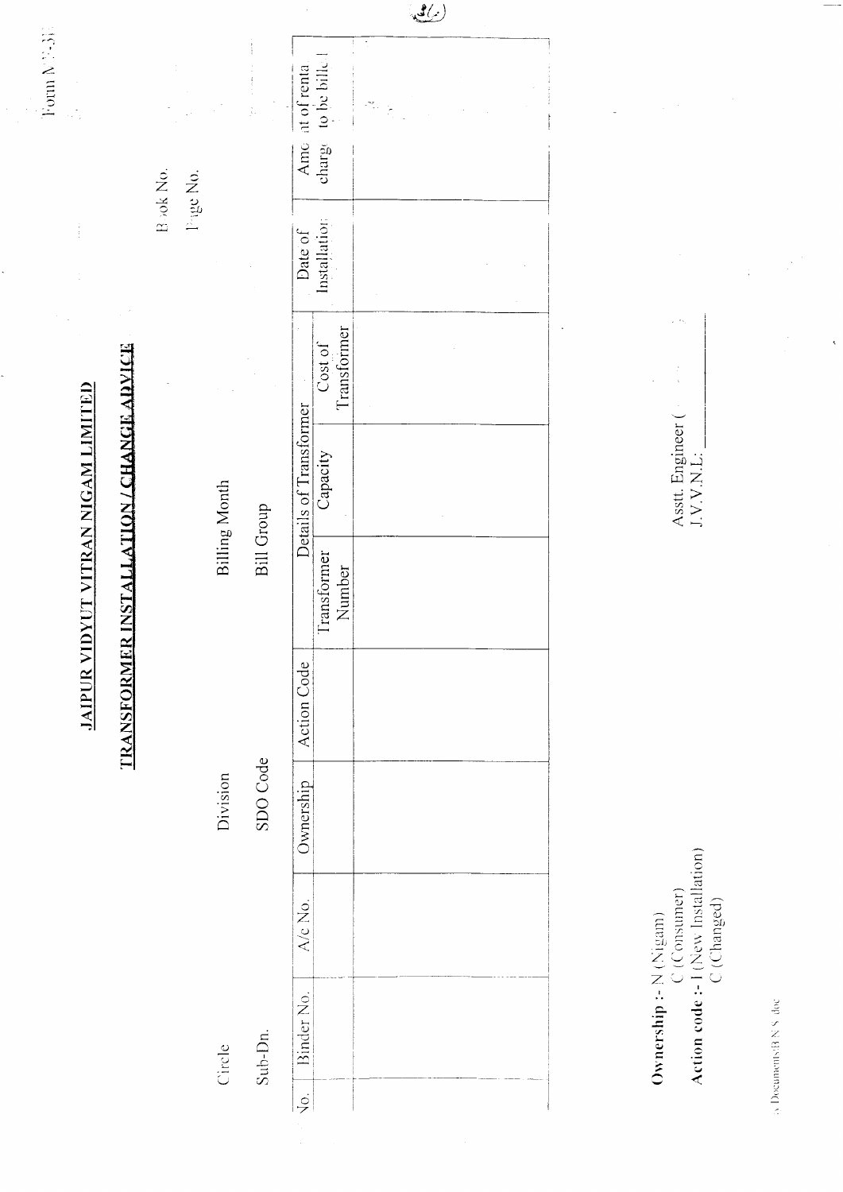Form M-3

# JAIPUR VIDYUT VITRAN NIGAM LIMITED

## TRANSFORMER INSTALLATION / CHANGE ADVICE

Book No.

Page No.

Circle　　　Division　　　Billing Month

Sub-Dn.　　　SDO Code　　　Bill Group

| No. | Binder No. | A/c No. | Ownership | Action Code | Details of Transformer | | | Date of Installation | Amount of rental charge to be billed |
|---|---|---|---|---|---|---|---|---|---|
| | | | | | Transformer Number | Capacity | Cost of Transformer | | |
| | | | | | | | | | |

**Ownership :-** N (Nigam)
C (Consumer)

**Action code :-** I (New Installation)
C (Changed)

Asstt. Engineer (　　)
J.V.V.N.L. ____________